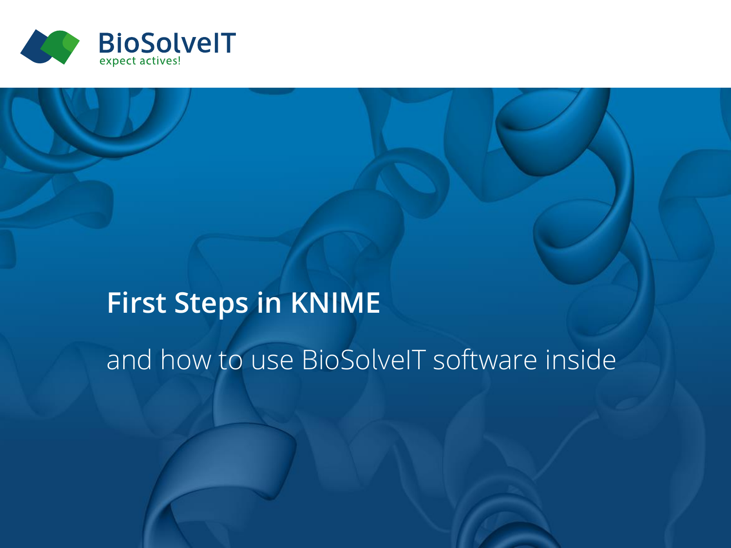BioSolveIT
expect actives!

# First Steps in KNIME

## and how to use BioSolveIT software inside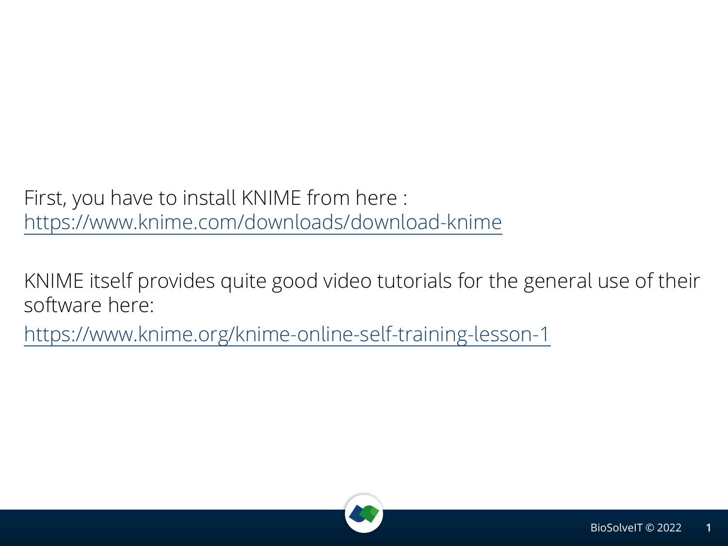First, you have to install KNIME from here : https://www.knime.com/downloads/download-knime

KNIME itself provides quite good video tutorials for the general use of their software here:

https://www.knime.org/knime-online-self-training-lesson-1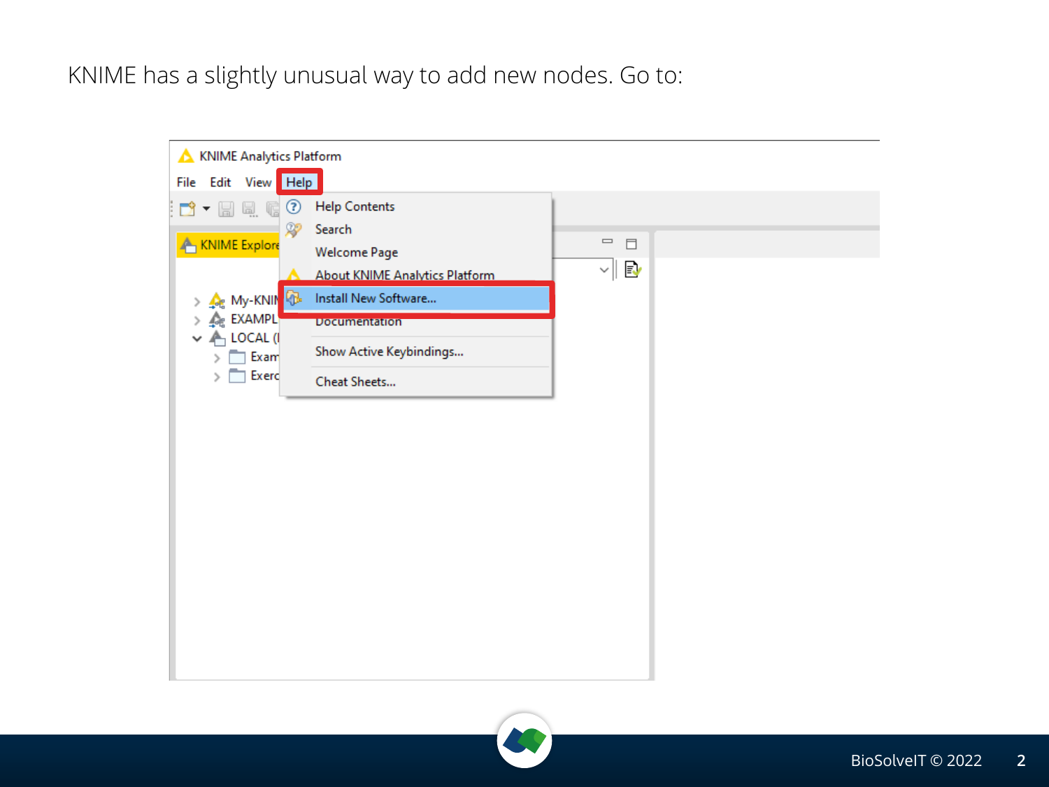KNIME has a slightly unusual way to add new nodes. Go to:

KNIME Analytics Platform

File Edit View **Help**

- Help Contents
- Search
- Welcome Page
- About KNIME Analytics Platform
- **Install New Software...**
- Documentation
- Show Active Keybindings...
- Cheat Sheets...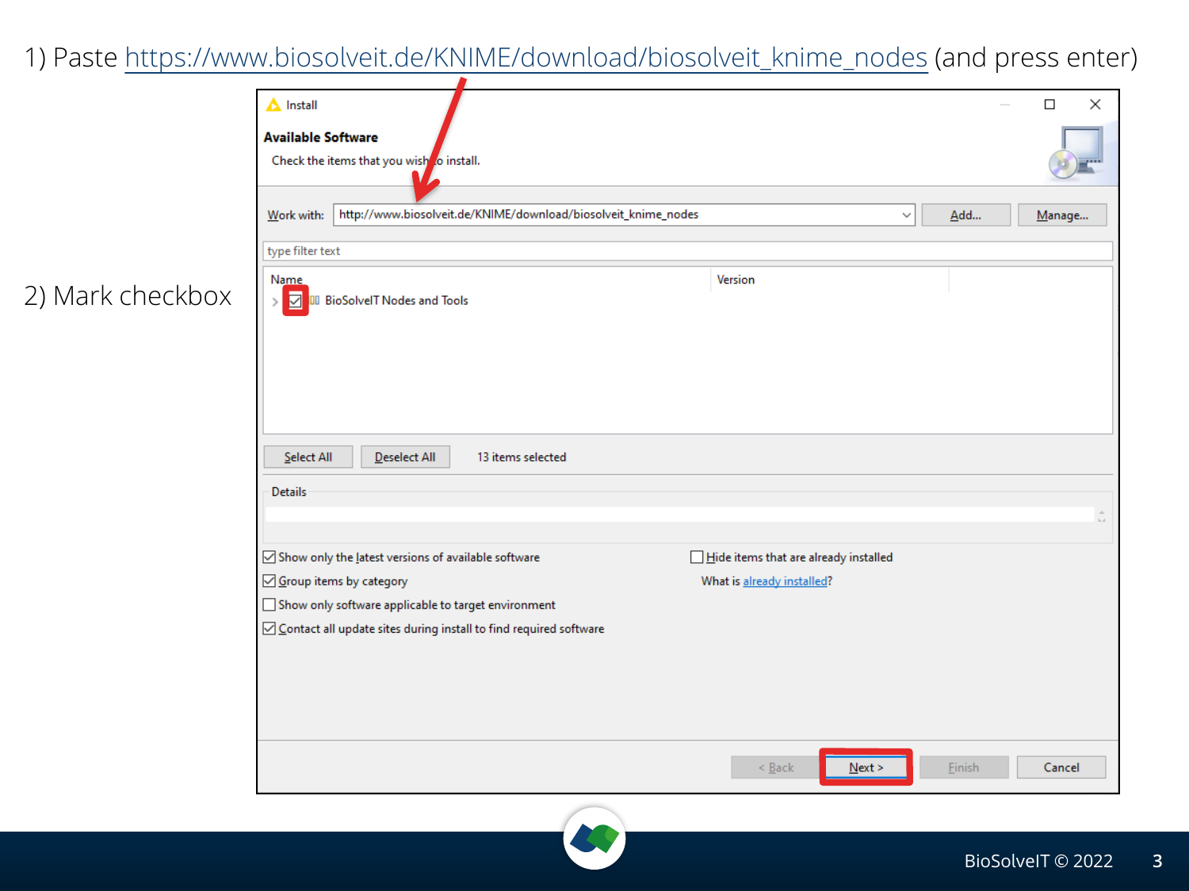1) Paste https://www.biosolveit.de/KNIME/download/biosolveit_knime_nodes (and press enter)

2) Mark checkbox

Install

**Available Software**

Check the items that you wish to install.

Work with: http://www.biosolveit.de/KNIME/download/biosolveit_knime_nodes

Add... Manage...

type filter text

| Name | Version |
| --- | --- |
| ☑ BioSolveIT Nodes and Tools | |

Select All Deselect All 13 items selected

Details

- ☑ Show only the latest versions of available software
- ☑ Group items by category
- ☐ Show only software applicable to target environment
- ☑ Contact all update sites during install to find required software
- ☐ Hide items that are already installed

What is already installed?

< Back Next > Finish Cancel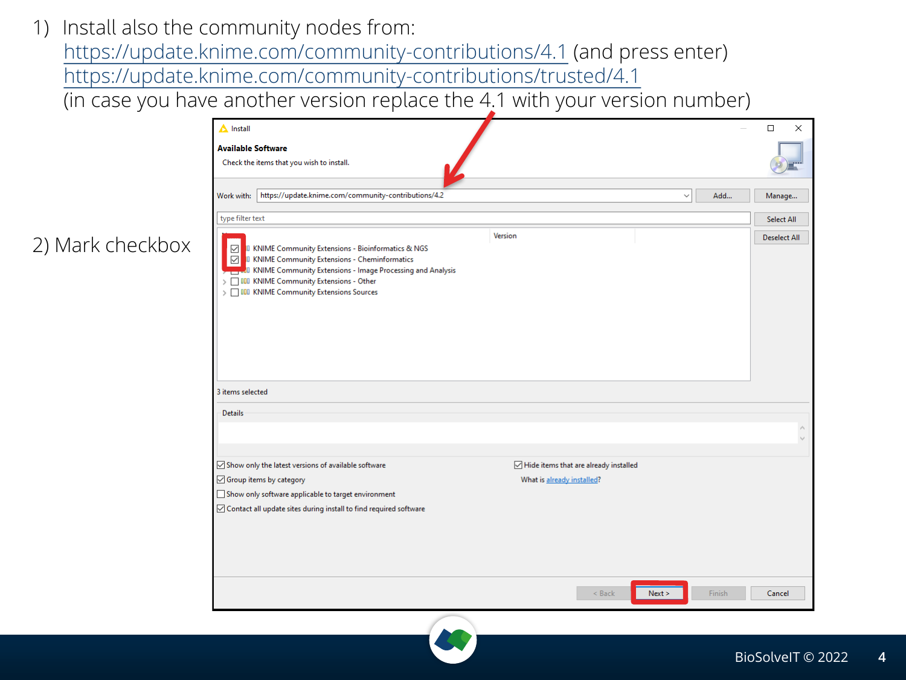1) Install also the community nodes from:
   https://update.knime.com/community-contributions/4.1 (and press enter)
   https://update.knime.com/community-contributions/trusted/4.1
   (in case you have another version replace the 4.1 with your version number)

2) Mark checkbox

Install

**Available Software**

Check the items that you wish to install.

Work with: https://update.knime.com/community-contributions/4.2

type filter text

| Name | Version |
|---|---|
| ☑ KNIME Community Extensions - Bioinformatics & NGS | |
| ☑ KNIME Community Extensions - Cheminformatics | |
| ☐ KNIME Community Extensions - Image Processing and Analysis | |
| ☐ KNIME Community Extensions - Other | |
| ☐ KNIME Community Extensions Sources | |

3 items selected

Details

- ☑ Show only the latest versions of available software
- ☑ Group items by category
- ☐ Show only software applicable to target environment
- ☑ Contact all update sites during install to find required software
- ☑ Hide items that are already installed

What is already installed?

< Back | Next > | Finish | Cancel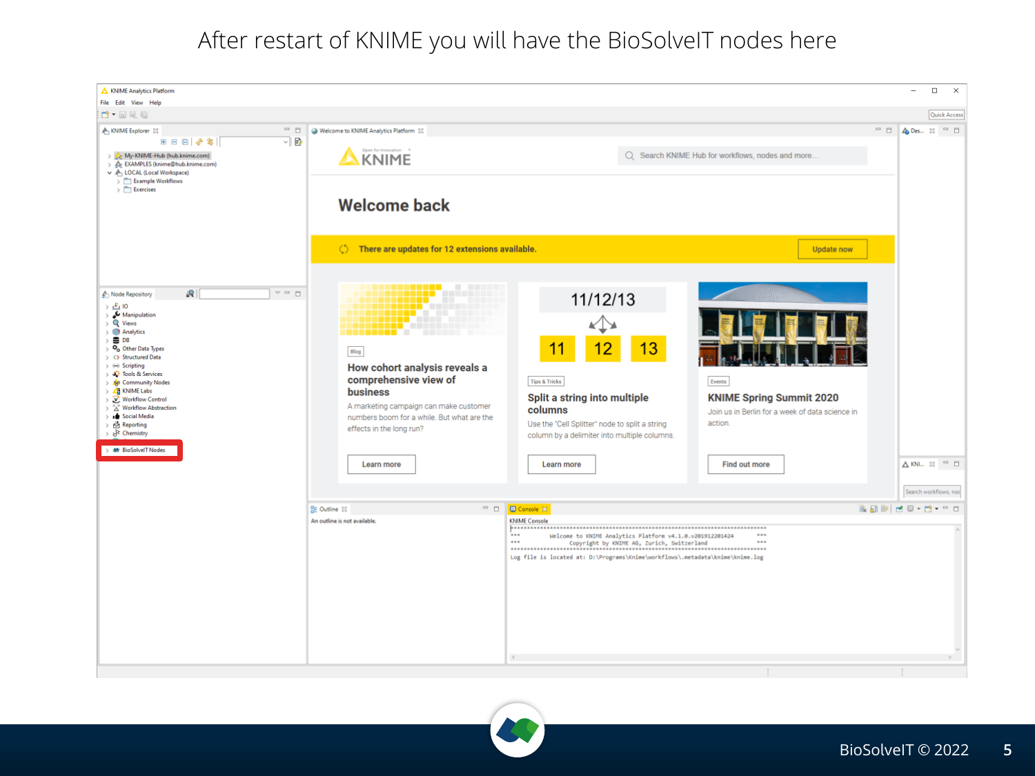# After restart of KNIME you will have the BioSolveIT nodes here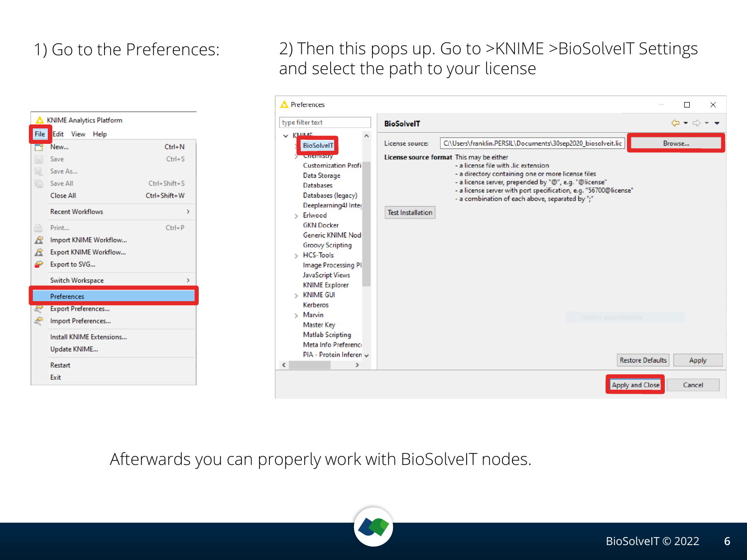1) Go to the Preferences:

2) Then this pops up. Go to >KNIME >BioSolveIT Settings and select the path to your license

KNIME Analytics Platform

File Edit View Help

- New... Ctrl+N
- Save Ctrl+S
- Save As...
- Save All Ctrl+Shift+S
- Close All Ctrl+Shift+W
- Recent Workflows
- Print... Ctrl+P
- Import KNIME Workflow...
- Export KNIME Workflow...
- Export to SVG...
- Switch Workspace
- Preferences
- Export Preferences...
- Import Preferences...
- Install KNIME Extensions...
- Update KNIME...
- Restart
- Exit

Preferences

type filter text

- KNIME
  - BioSolveIT
  - Chemistry
  - Customization Profi
  - Data Storage
  - Databases
  - Databases (legacy)
  - Deeplearning4J Inte
  - Erlwood
  - GKN Docker
  - Generic KNIME Nod
  - Groovy Scripting
  - HCS-Tools
  - Image Processing Pl
  - JavaScript Views
  - KNIME Explorer
  - KNIME GUI
  - Kerberos
  - Marvin
  - Master Key
  - Matlab Scripting
  - Meta Info Preferenc
  - PIA - Protein Inferen

**BioSolveIT**

License source: C:\Users\franklin.PERSIL\Documents\30sep2020_biosolveit.lic [Browse...]

**License source format** This may be either
- a license file with .lic extension
- a directory containing one or more license files
- a license server, prepended by "@", e.g. "@license"
- a license server with port specification, e.g. "56700@license"
- a combination of each above, separated by ";"

Test Installation

Restore Defaults | Apply

Apply and Close | Cancel

Afterwards you can properly work with BioSolveIT nodes.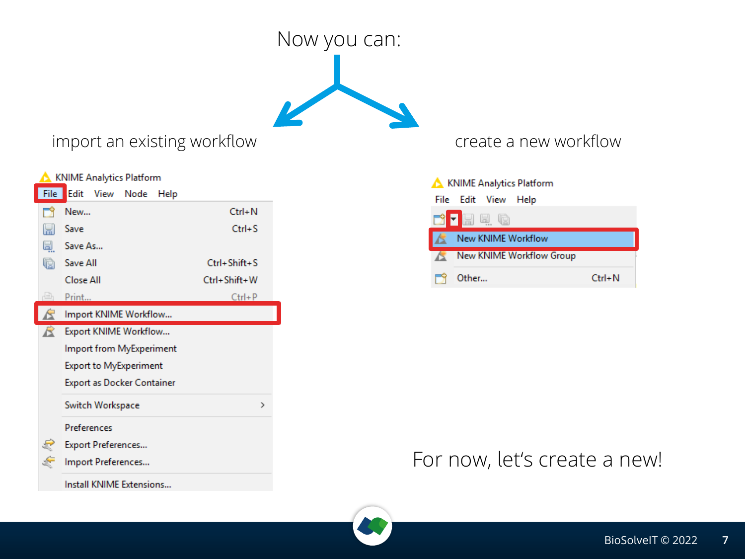# Now you can:

## import an existing workflow

KNIME Analytics Platform

File  Edit  View  Node  Help

- New... Ctrl+N
- Save Ctrl+S
- Save As...
- Save All Ctrl+Shift+S
- Close All Ctrl+Shift+W
- Print... Ctrl+P
- Import KNIME Workflow...
- Export KNIME Workflow...
- Import from MyExperiment
- Export to MyExperiment
- Export as Docker Container
- Switch Workspace >
- Preferences
- Export Preferences...
- Import Preferences...
- Install KNIME Extensions...

## create a new workflow

KNIME Analytics Platform

File  Edit  View  Help

- New KNIME Workflow
- New KNIME Workflow Group
- Other... Ctrl+N

For now, let's create a new!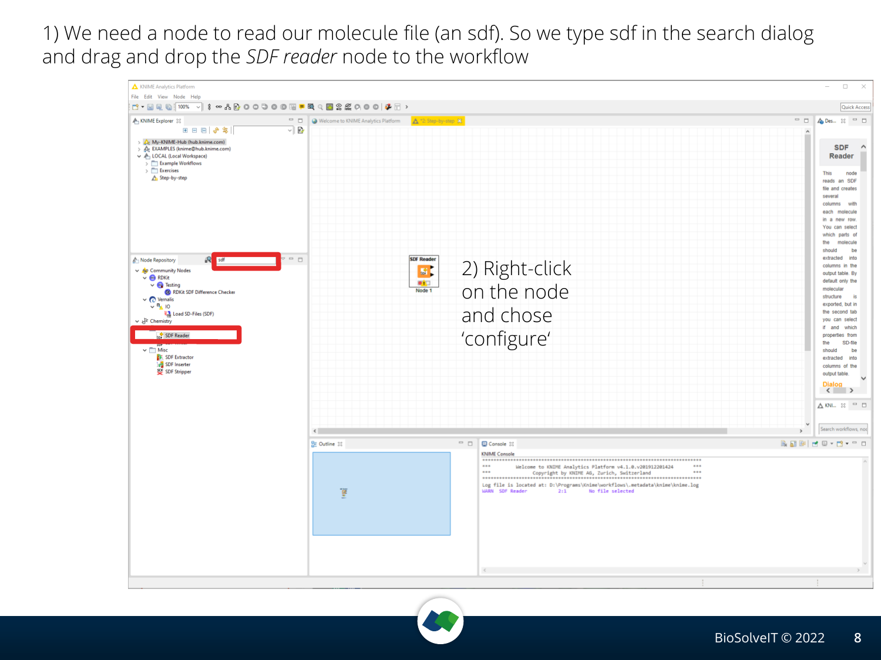1) We need a node to read our molecule file (an sdf). So we type sdf in the search dialog and drag and drop the *SDF reader* node to the workflow

2) Right-click on the node and chose 'configure'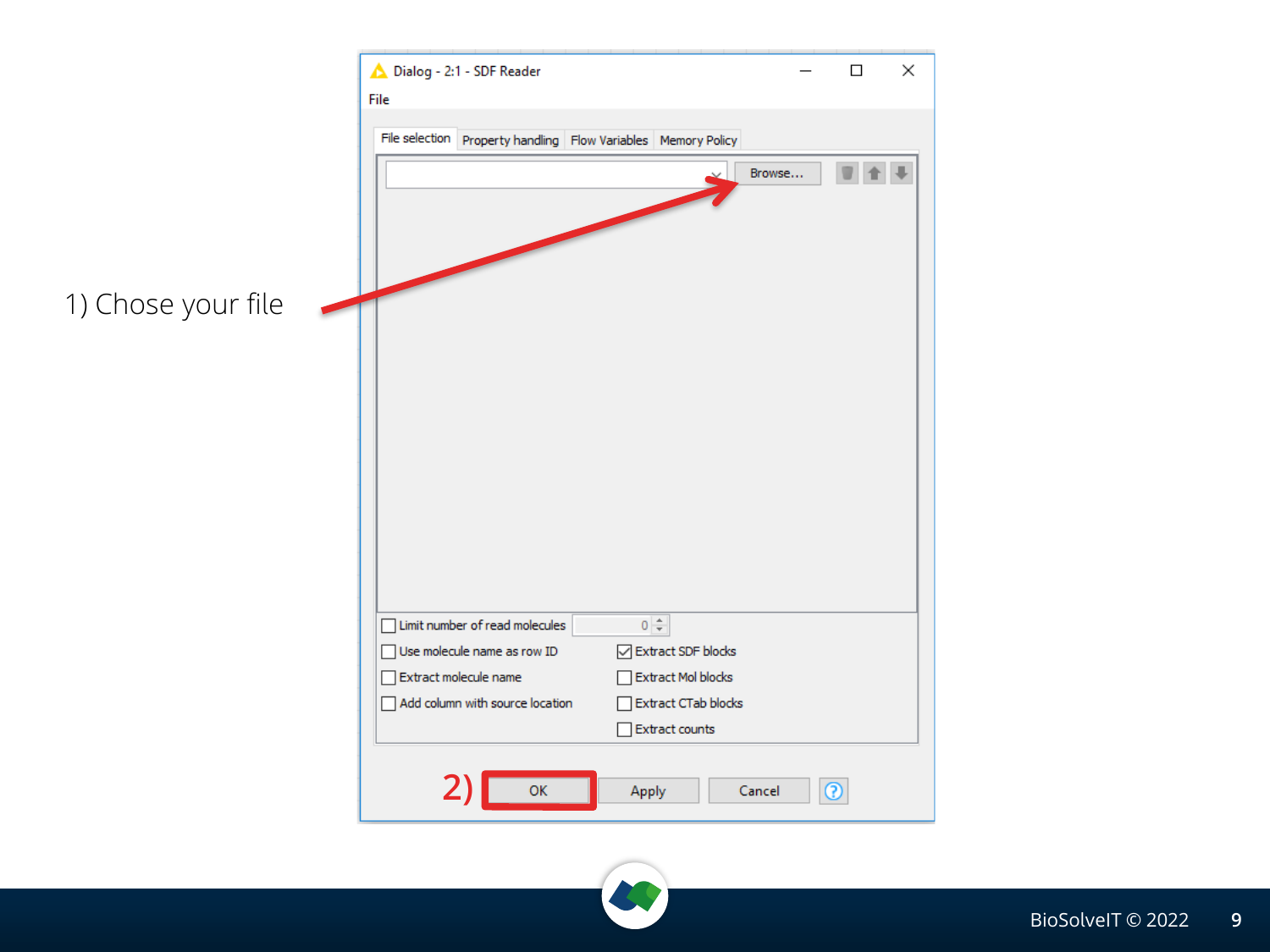1) Chose your file

Dialog - 2:1 - SDF Reader

File

File selection | Property handling | Flow Variables | Memory Policy

Browse...

- [ ] Limit number of read molecules 0
- [ ] Use molecule name as row ID
- [ ] Extract molecule name
- [ ] Add column with source location
- [x] Extract SDF blocks
- [ ] Extract Mol blocks
- [ ] Extract CTab blocks
- [ ] Extract counts

2) OK | Apply | Cancel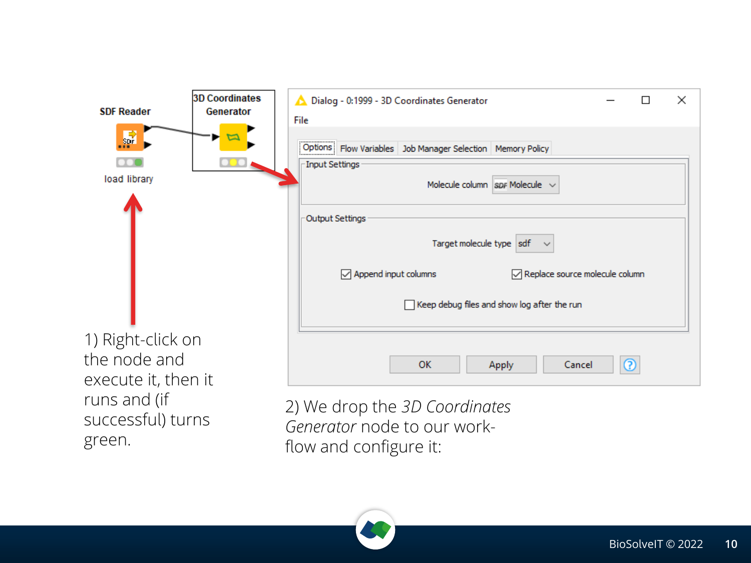1) Right-click on the node and execute it, then it runs and (if successful) turns green.

2) We drop the *3D Coordinates Generator* node to our work-flow and configure it: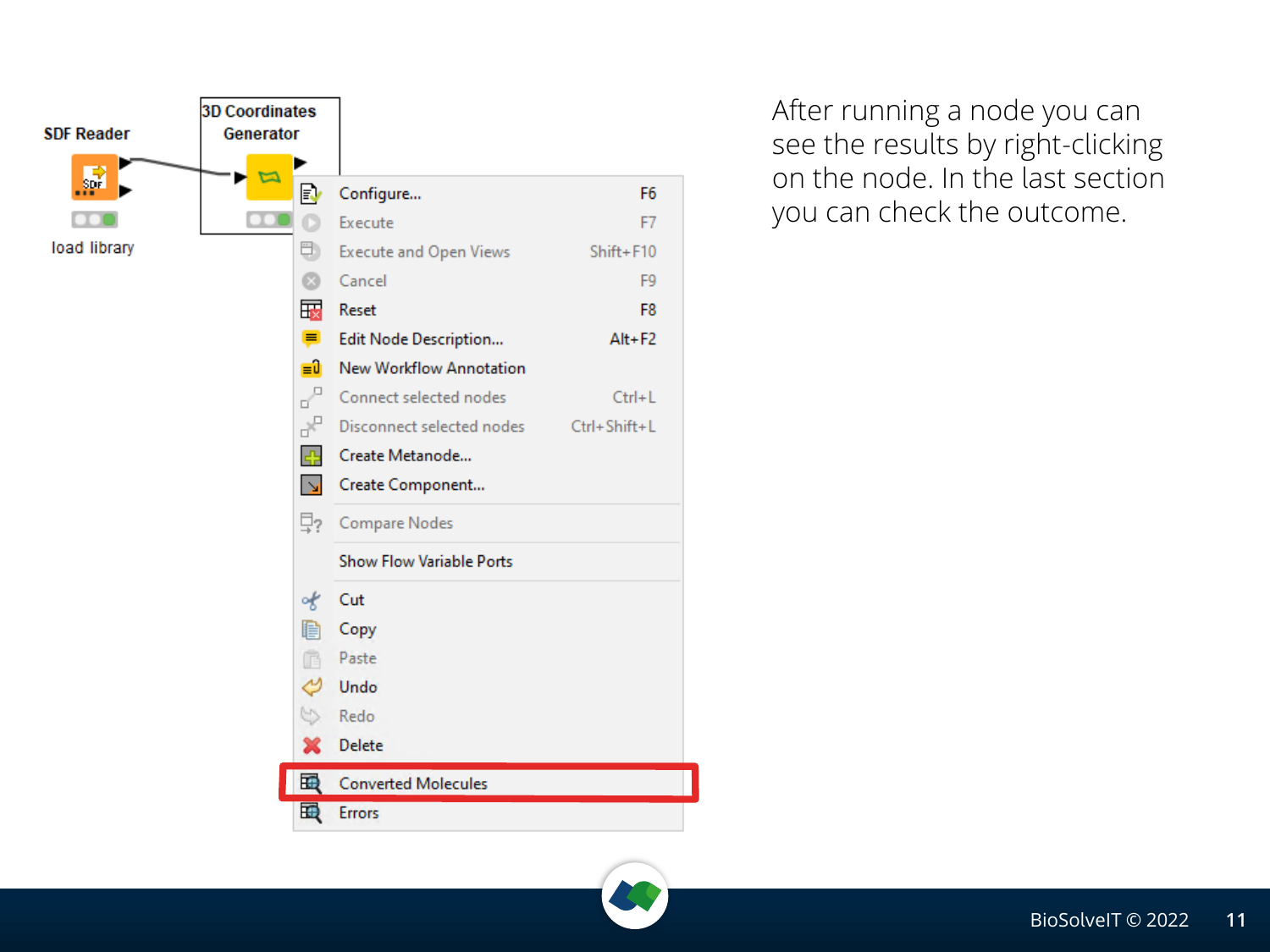After running a node you can see the results by right-clicking on the node. In the last section you can check the outcome.

SDF Reader

load library

3D Coordinates Generator

| | | |
|---|---|---|
| Configure... | F6 |
| Execute | F7 |
| Execute and Open Views | Shift+F10 |
| Cancel | F9 |
| Reset | F8 |
| Edit Node Description... | Alt+F2 |
| New Workflow Annotation | |
| Connect selected nodes | Ctrl+L |
| Disconnect selected nodes | Ctrl+Shift+L |
| Create Metanode... | |
| Create Component... | |
| Compare Nodes | |
| Show Flow Variable Ports | |
| Cut | |
| Copy | |
| Paste | |
| Undo | |
| Redo | |
| Delete | |
| Converted Molecules | |
| Errors | |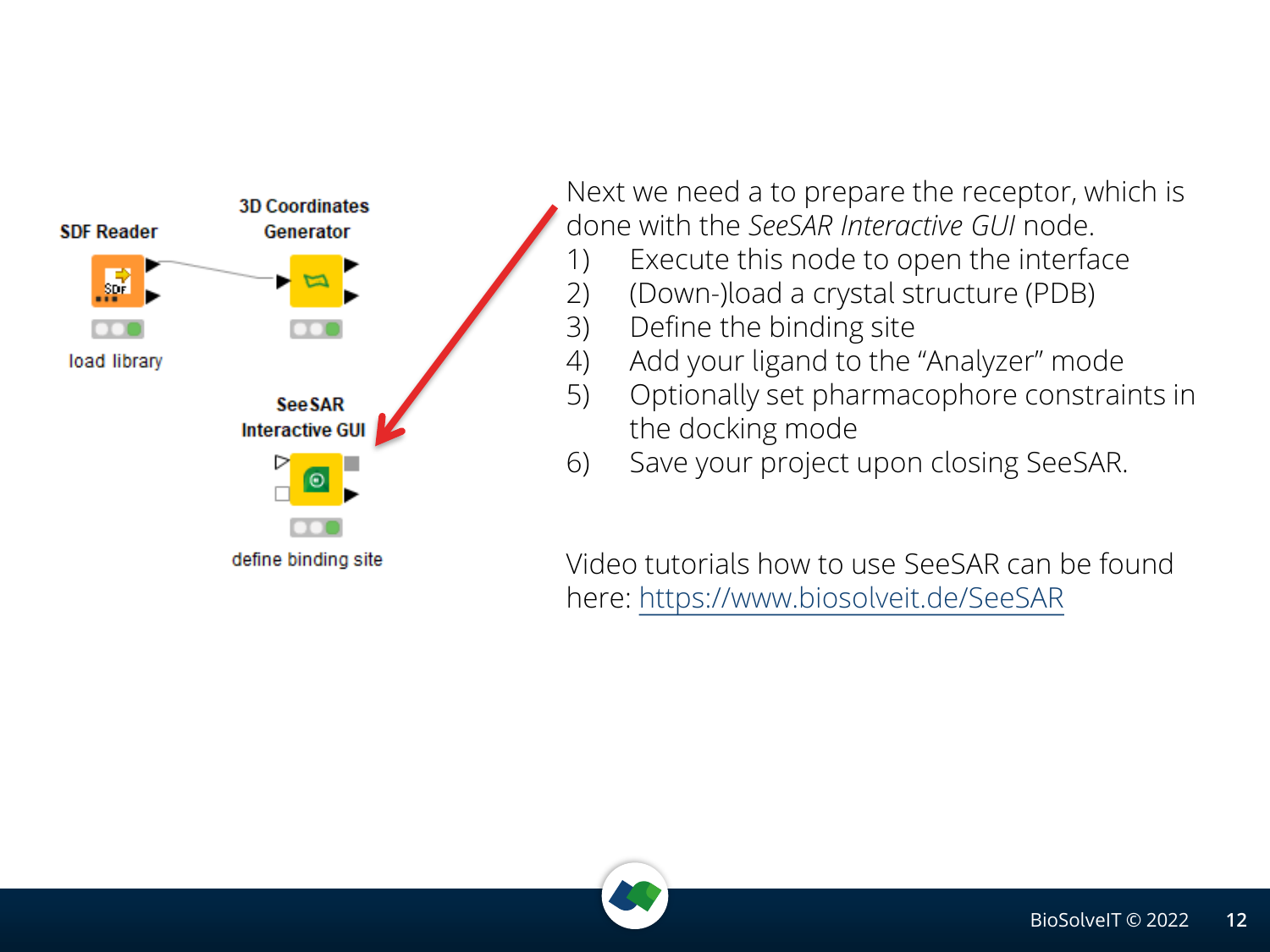SDF Reader

load library

3D Coordinates Generator

SeeSAR Interactive GUI

define binding site

Next we need a to prepare the receptor, which is done with the *SeeSAR Interactive GUI* node.

1) Execute this node to open the interface
2) (Down-)load a crystal structure (PDB)
3) Define the binding site
4) Add your ligand to the "Analyzer" mode
5) Optionally set pharmacophore constraints in the docking mode
6) Save your project upon closing SeeSAR.

Video tutorials how to use SeeSAR can be found here: https://www.biosolveit.de/SeeSAR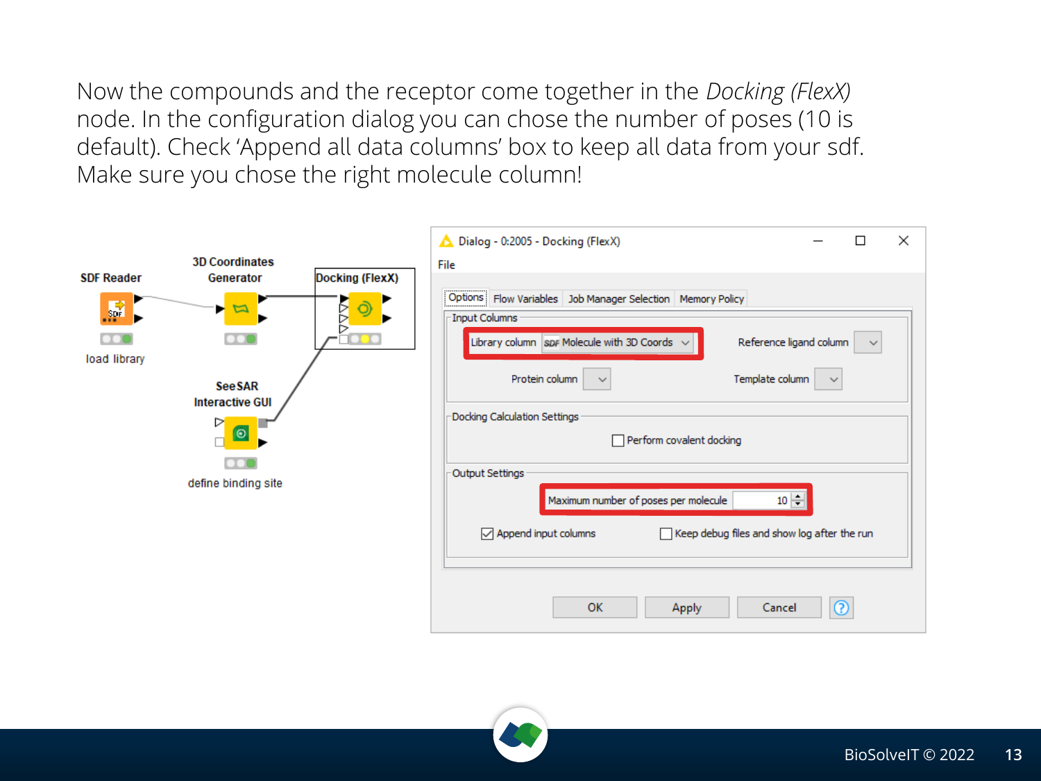Now the compounds and the receptor come together in the *Docking (FlexX)* node. In the configuration dialog you can chose the number of poses (10 is default). Check 'Append all data columns' box to keep all data from your sdf. Make sure you chose the right molecule column!

SDF Reader

load library

3D Coordinates Generator

Docking (FlexX)

SeeSAR Interactive GUI

define binding site

Dialog - 0:2005 - Docking (FlexX)

File

Options | Flow Variables | Job Manager Selection | Memory Policy

Input Columns

Library column: SDF Molecule with 3D Coords

Reference ligand column

Protein column

Template column

Docking Calculation Settings

☐ Perform covalent docking

Output Settings

Maximum number of poses per molecule: 10

☑ Append input columns

☐ Keep debug files and show log after the run

OK | Apply | Cancel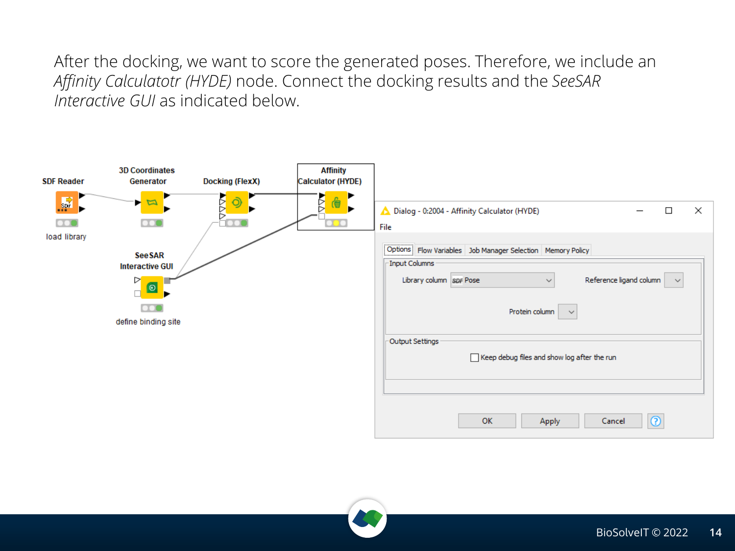After the docking, we want to score the generated poses. Therefore, we include an *Affinity Calculatotr (HYDE)* node. Connect the docking results and the *SeeSAR Interactive GUI* as indicated below.

SDF Reader

load library

3D Coordinates Generator

Docking (FlexX)

Affinity Calculator (HYDE)

SeeSAR Interactive GUI

define binding site

Dialog - 0:2004 - Affinity Calculator (HYDE)

File

Options | Flow Variables | Job Manager Selection | Memory Policy

Input Columns

Library column: Pose

Reference ligand column

Protein column

Output Settings

Keep debug files and show log after the run

OK | Apply | Cancel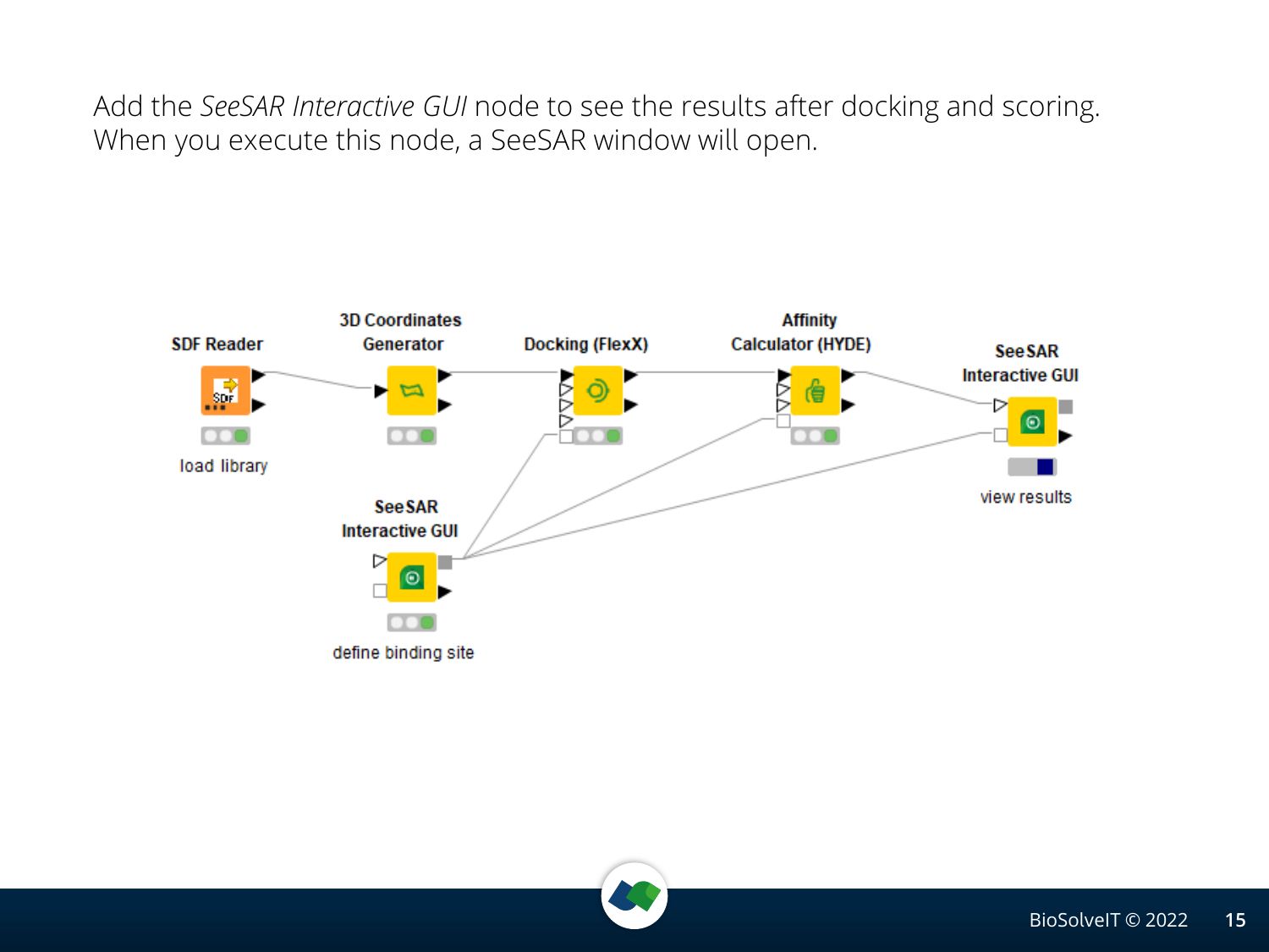Add the *SeeSAR Interactive GUI* node to see the results after docking and scoring. When you execute this node, a SeeSAR window will open.

SDF Reader

load library

3D Coordinates Generator

Docking (FlexX)

Affinity Calculator (HYDE)

SeeSAR Interactive GUI

view results

SeeSAR Interactive GUI

define binding site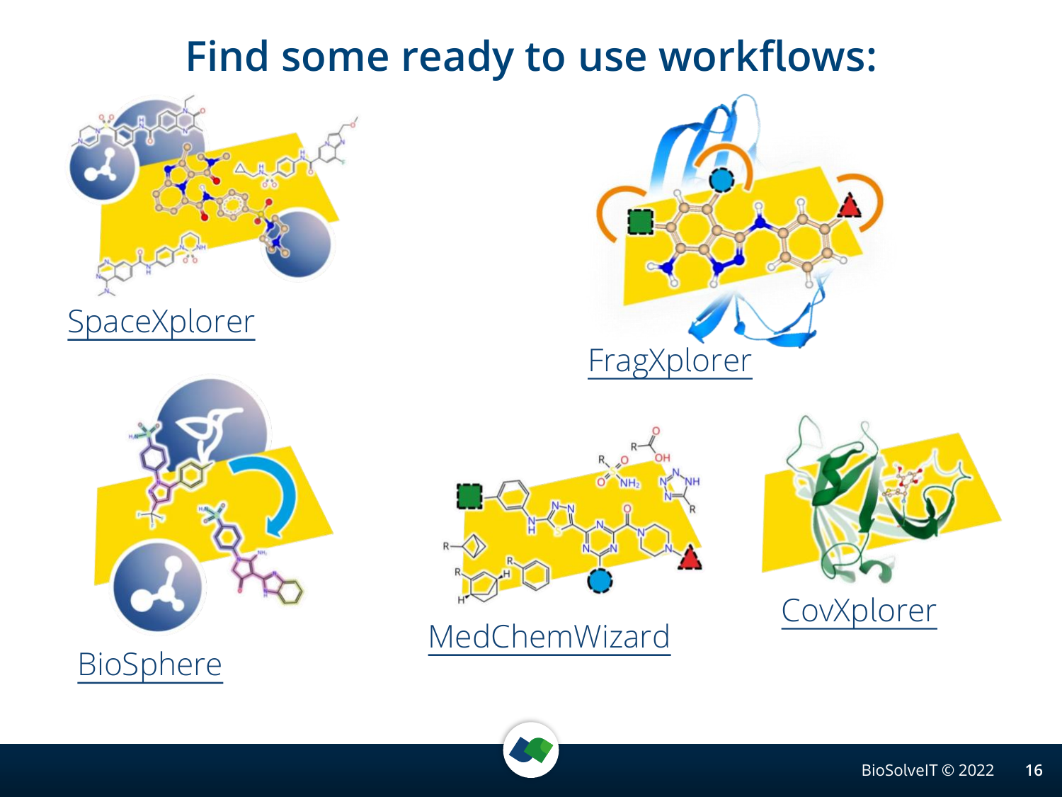# Find some ready to use workflows:

SpaceXplorer

FragXplorer

BioSphere

MedChemWizard

CovXplorer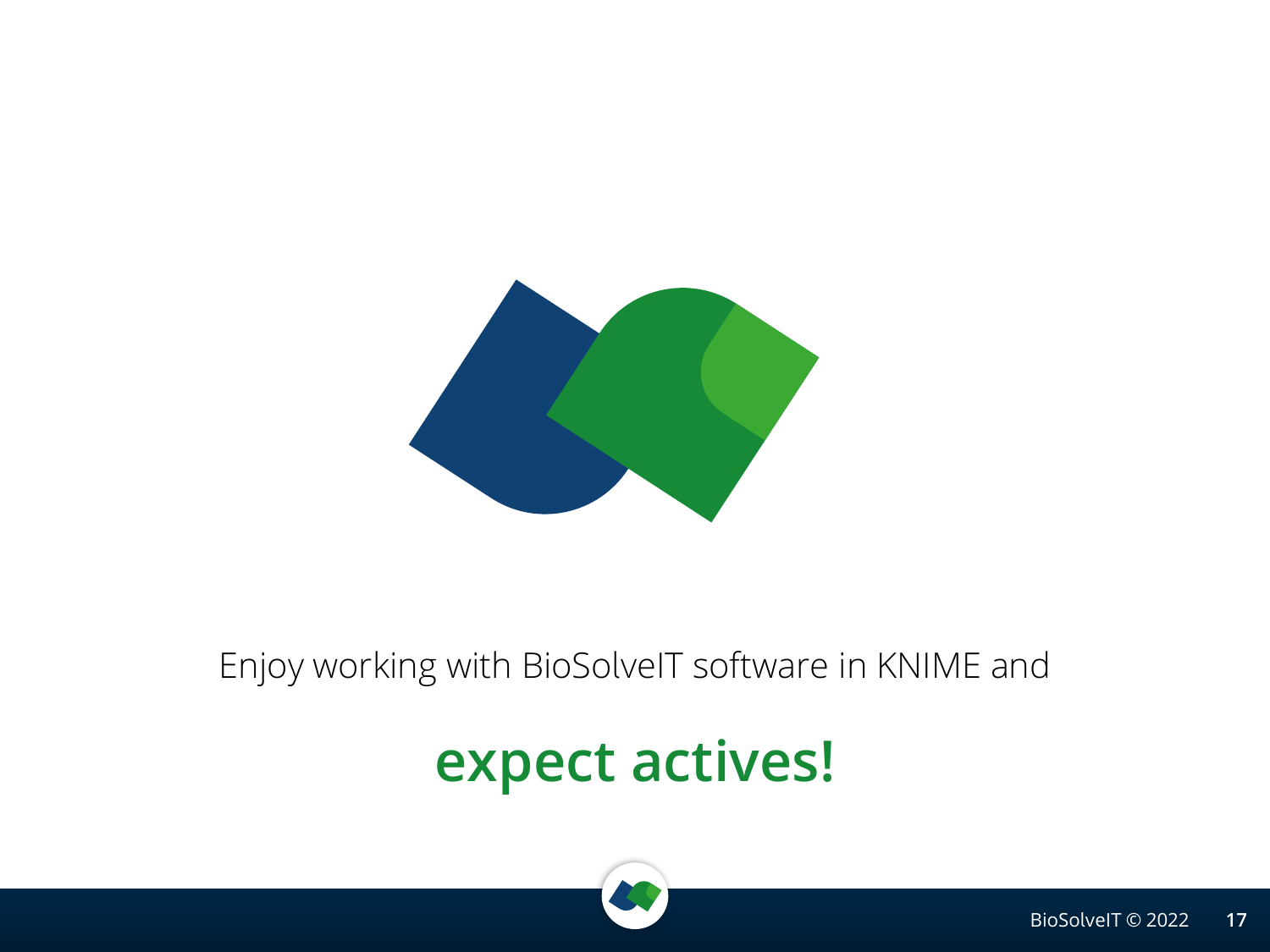Enjoy working with BioSolveIT software in KNIME and

**expect actives!**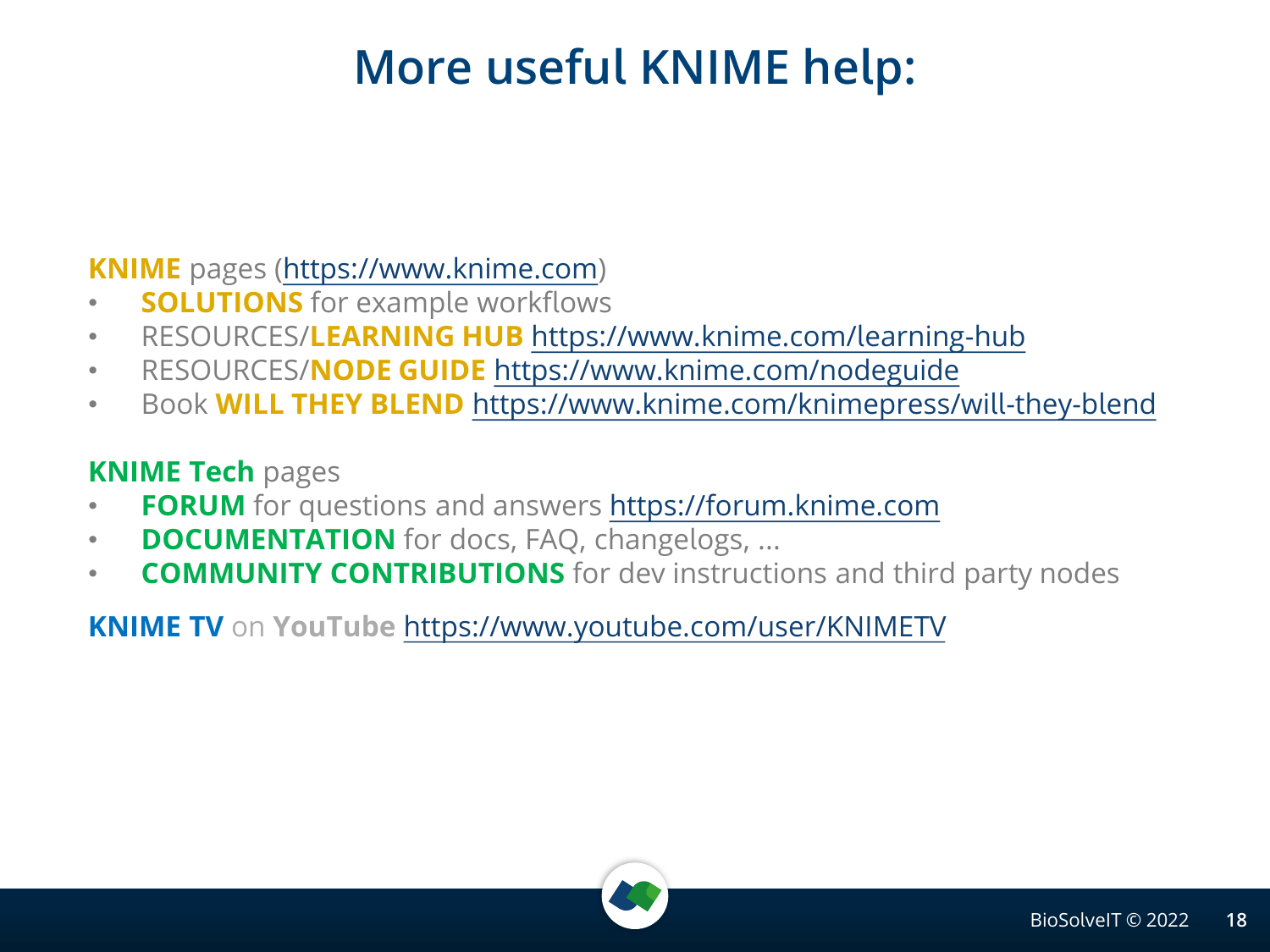# More useful KNIME help:

**KNIME** pages (https://www.knime.com)

- **SOLUTIONS** for example workflows
- RESOURCES/**LEARNING HUB** https://www.knime.com/learning-hub
- RESOURCES/**NODE GUIDE** https://www.knime.com/nodeguide
- Book **WILL THEY BLEND** https://www.knime.com/knimepress/will-they-blend

**KNIME Tech** pages

- **FORUM** for questions and answers https://forum.knime.com
- **DOCUMENTATION** for docs, FAQ, changelogs, ...
- **COMMUNITY CONTRIBUTIONS** for dev instructions and third party nodes

**KNIME TV** on **YouTube** https://www.youtube.com/user/KNIMETV